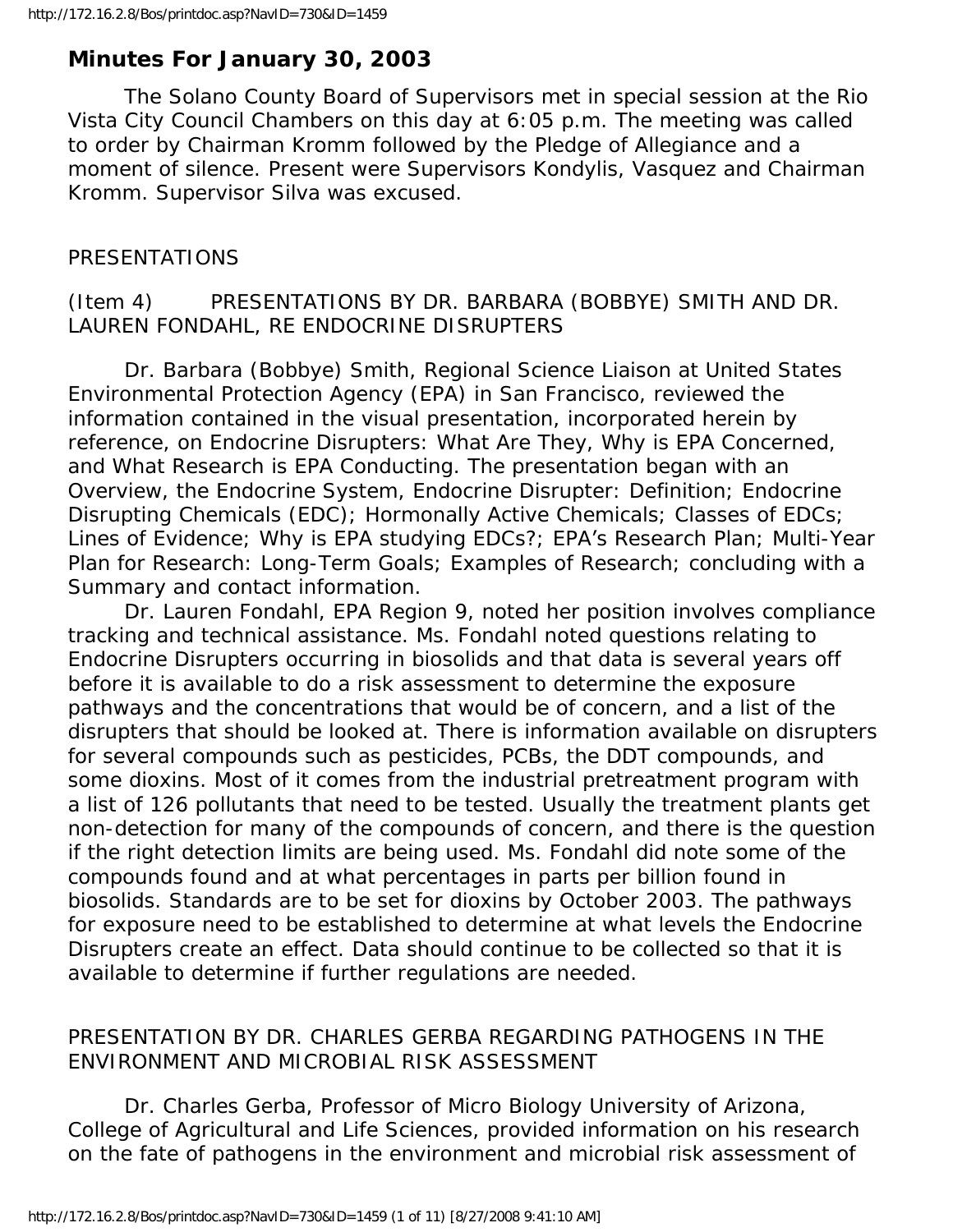## Minutes For January 30, 2003

The Solano County Board of Supervisors met in special session at the Rio Vista City Council Chambers on this day at 6:05 p.m. The meeting was called to order by Chairman Kromm followed by the Pledge of Allegiance and a moment of silence. Present were Supervisors Kondylis, Vasquez and Chairman Kromm. Supervisor Silva was excused.

PRESENTATIONS

(Item 4) PRESENTATIONS BY DR. BARBARA (BOBBYE) SMITH AND DR. LAUREN FONDAHL, RE ENDOCRINE DISRUPTERS

Dr. Barbara (Bobbye) Smith, Regional Science Liaison at United States Environmental Protection Agency (EPA) in San Francisco, reviewed the information contained in the visual presentation, incorporated herein by reference, on Endocrine Disrupters: What Are They, Why is EPA Concerned, and What Research is EPA Conducting. The presentation began with an Overview, the Endocrine System, Endocrine Disrupter: Definition; Endocrine Disrupting Chemicals (EDC); Hormonally Active Chemicals; Classes of EDCs; Lines of Evidence; Why is EPA studying EDCs?; EPA's Research Plan; Multi-Year Plan for Research: Long-Term Goals; Examples of Research; concluding with a Summary and contact information.

Dr. Lauren Fondahl, EPA Region 9, noted her position involves compliance tracking and technical assistance. Ms. Fondahl noted questions relating to Endocrine Disrupters occurring in biosolids and that data is several years off before it is available to do a risk assessment to determine the exposure pathways and the concentrations that would be of concern, and a list of the disrupters that should be looked at. There is information available on disrupters for several compounds such as pesticides, PCBs, the DDT compounds, and some dioxins. Most of it comes from the industrial pretreatment program with a list of 126 pollutants that need to be tested. Usually the treatment plants get non-detection for many of the compounds of concern, and there is the question if the right detection limits are being used. Ms. Fondahl did note some of the compounds found and at what percentages in parts per billion found in biosolids. Standards are to be set for dioxins by October 2003. The pathways for exposure need to be established to determine at what levels the Endocrine Disrupters create an effect. Data should continue to be collected so that it is available to determine if further regulations are needed.

PRESENTATION BY DR. CHARLES GERBA REGARDING PATHOGENS IN THE ENVIRONMENT AND MICROBIAL RISK ASSESSMENT

Dr. Charles Gerba, Professor of Micro Biology University of Arizona, College of Agricultural and Life Sciences, provided information on his research on the fate of pathogens in the environment and microbial risk assessment of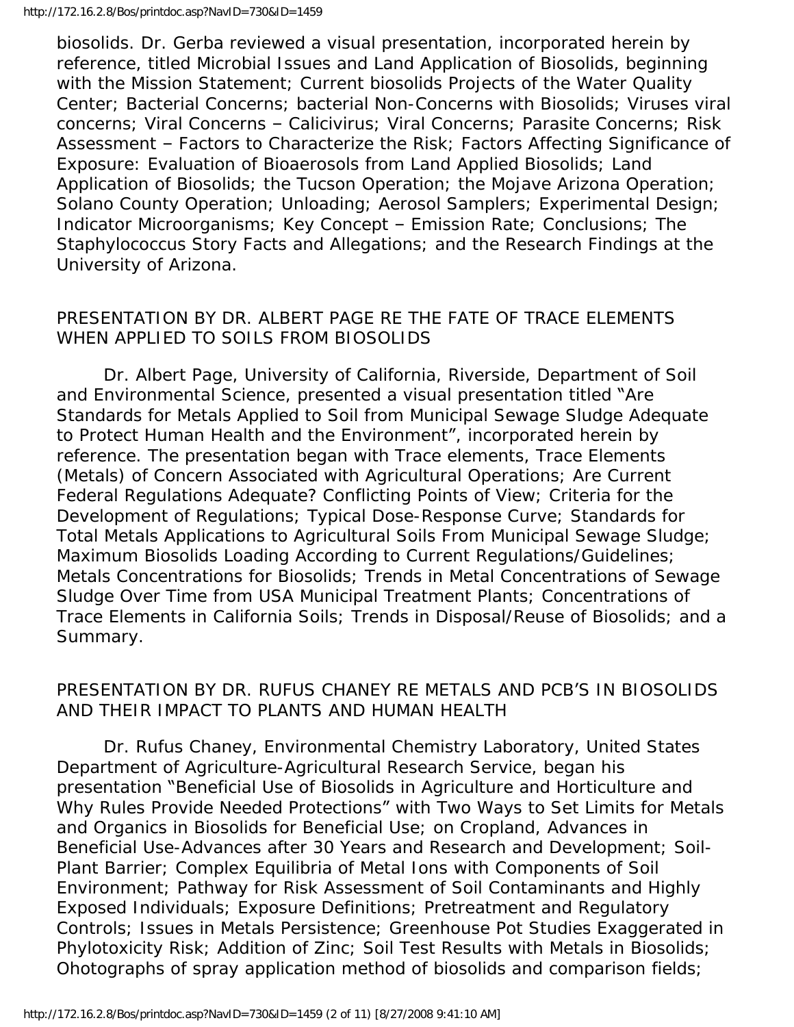biosolids. Dr. Gerba reviewed a visual presentation, incorporated herein by reference, titled Microbial Issues and Land Application of Biosolids, beginning with the Mission Statement; Current biosolids Projects of the Water Quality Center; Bacterial Concerns; bacterial Non-Concerns with Biosolids; Viruses viral concerns; Viral Concerns – Calicivirus; Viral Concerns; Parasite Concerns; Risk Assessment – Factors to Characterize the Risk; Factors Affecting Significance of Exposure: Evaluation of Bioaerosols from Land Applied Biosolids; Land Application of Biosolids; the Tucson Operation; the Mojave Arizona Operation; Solano County Operation; Unloading; Aerosol Samplers; Experimental Design; Indicator Microorganisms; Key Concept – Emission Rate; Conclusions; The Staphylococcus Story Facts and Allegations; and the Research Findings at the University of Arizona.

## PRESENTATION BY DR. ALBERT PAGE RE THE FATE OF TRACE ELEMENTS WHEN APPLIED TO SOILS FROM BIOSOLIDS

Dr. Albert Page, University of California, Riverside, Department of Soil and Environmental Science, presented a visual presentation titled "Are Standards for Metals Applied to Soil from Municipal Sewage Sludge Adequate to Protect Human Health and the Environment", incorporated herein by reference. The presentation began with Trace elements, Trace Elements (Metals) of Concern Associated with Agricultural Operations; Are Current Federal Regulations Adequate? Conflicting Points of View; Criteria for the Development of Regulations; Typical Dose-Response Curve; Standards for Total Metals Applications to Agricultural Soils From Municipal Sewage Sludge; Maximum Biosolids Loading According to Current Regulations/Guidelines; Metals Concentrations for Biosolids; Trends in Metal Concentrations of Sewage Sludge Over Time from USA Municipal Treatment Plants; Concentrations of Trace Elements in California Soils; Trends in Disposal/Reuse of Biosolids; and a Summary.

## PRESENTATION BY DR. RUFUS CHANEY RE METALS AND PCB'S IN BIOSOLIDS AND THEIR IMPACT TO PLANTS AND HUMAN HEALTH

Dr. Rufus Chaney, Environmental Chemistry Laboratory, United States Department of Agriculture-Agricultural Research Service, began his presentation "Beneficial Use of Biosolids in Agriculture and Horticulture and Why Rules Provide Needed Protections" with Two Ways to Set Limits for Metals and Organics in Biosolids for Beneficial Use; on Cropland, Advances in Beneficial Use-Advances after 30 Years and Research and Development; Soil-Plant Barrier; Complex Equilibria of Metal Ions with Components of Soil Environment; Pathway for Risk Assessment of Soil Contaminants and Highly Exposed Individuals; Exposure Definitions; Pretreatment and Regulatory Controls; Issues in Metals Persistence; Greenhouse Pot Studies Exaggerated in Phylotoxicity Risk; Addition of Zinc; Soil Test Results with Metals in Biosolids; Ohotographs of spray application method of biosolids and comparison fields;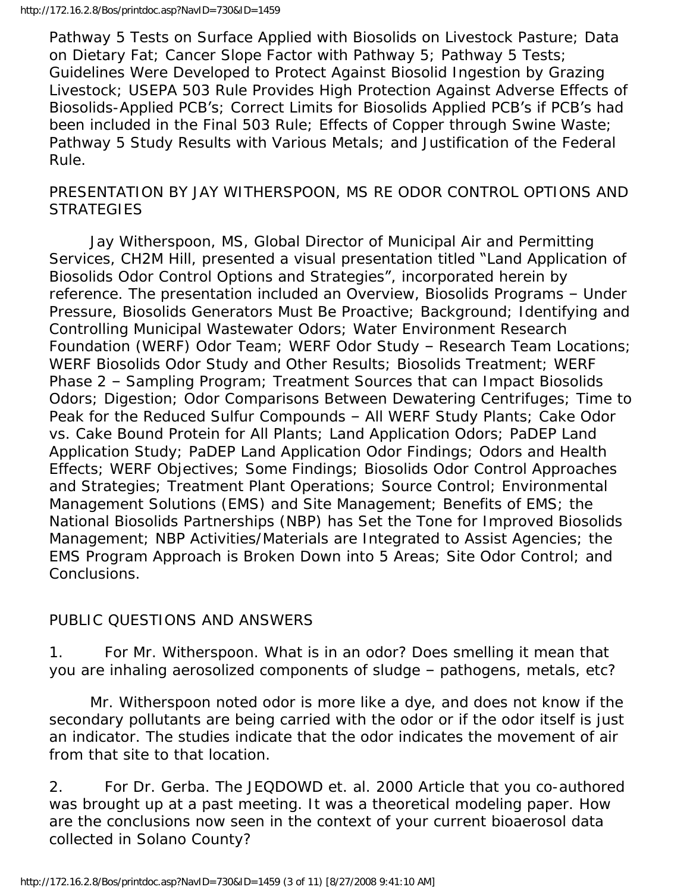Pathway 5 Tests on Surface Applied with Biosolids on Livestock Pasture; Data on Dietary Fat; Cancer Slope Factor with Pathway 5; Pathway 5 Tests; Guidelines Were Developed to Protect Against Biosolid Ingestion by Grazing Livestock; USEPA 503 Rule Provides High Protection Against Adverse Effects of Biosolids-Applied PCB's; Correct Limits for Biosolids Applied PCB's if PCB's had been included in the Final 503 Rule; Effects of Copper through Swine Waste; Pathway 5 Study Results with Various Metals; and Justification of the Federal Rule.

PRESENTATION BY JAY WITHERSPOON, MS RE ODOR CONTROL OPTIONS AND STRATEGIES

Jay Witherspoon, MS, Global Director of Municipal Air and Permitting Services, CH2M Hill, presented a visual presentation titled "Land Application of Biosolids Odor Control Options and Strategies", incorporated herein by reference. The presentation included an Overview, Biosolids Programs – Under Pressure, Biosolids Generators Must Be Proactive; Background; Identifying and Controlling Municipal Wastewater Odors; Water Environment Research Foundation (WERF) Odor Team; WERF Odor Study – Research Team Locations; WERF Biosolids Odor Study and Other Results; Biosolids Treatment; WERF Phase 2 – Sampling Program; Treatment Sources that can Impact Biosolids Odors; Digestion; Odor Comparisons Between Dewatering Centrifuges; Time to Peak for the Reduced Sulfur Compounds – All WERF Study Plants; Cake Odor vs. Cake Bound Protein for All Plants; Land Application Odors; PaDEP Land Application Study; PaDEP Land Application Odor Findings; Odors and Health Effects; WERF Objectives; Some Findings; Biosolids Odor Control Approaches and Strategies; Treatment Plant Operations; Source Control; Environmental Management Solutions (EMS) and Site Management; Benefits of EMS; the National Biosolids Partnerships (NBP) has Set the Tone for Improved Biosolids Management; NBP Activities/Materials are Integrated to Assist Agencies; the EMS Program Approach is Broken Down into 5 Areas; Site Odor Control; and Conclusions.

PUBLIC QUESTIONS AND ANSWERS

1. For Mr. Witherspoon. What is in an odor? Does smelling it mean that you are inhaling aerosolized components of sludge – pathogens, metals, etc?

Mr. Witherspoon noted odor is more like a dye, and does not know if the secondary pollutants are being carried with the odor or if the odor itself is just an indicator. The studies indicate that the odor indicates the movement of air from that site to that location.

2. For Dr. Gerba. The JEQDOWD et. al. 2000 Article that you co-authored was brought up at a past meeting. It was a theoretical modeling paper. How are the conclusions now seen in the context of your current bioaerosol data collected in Solano County?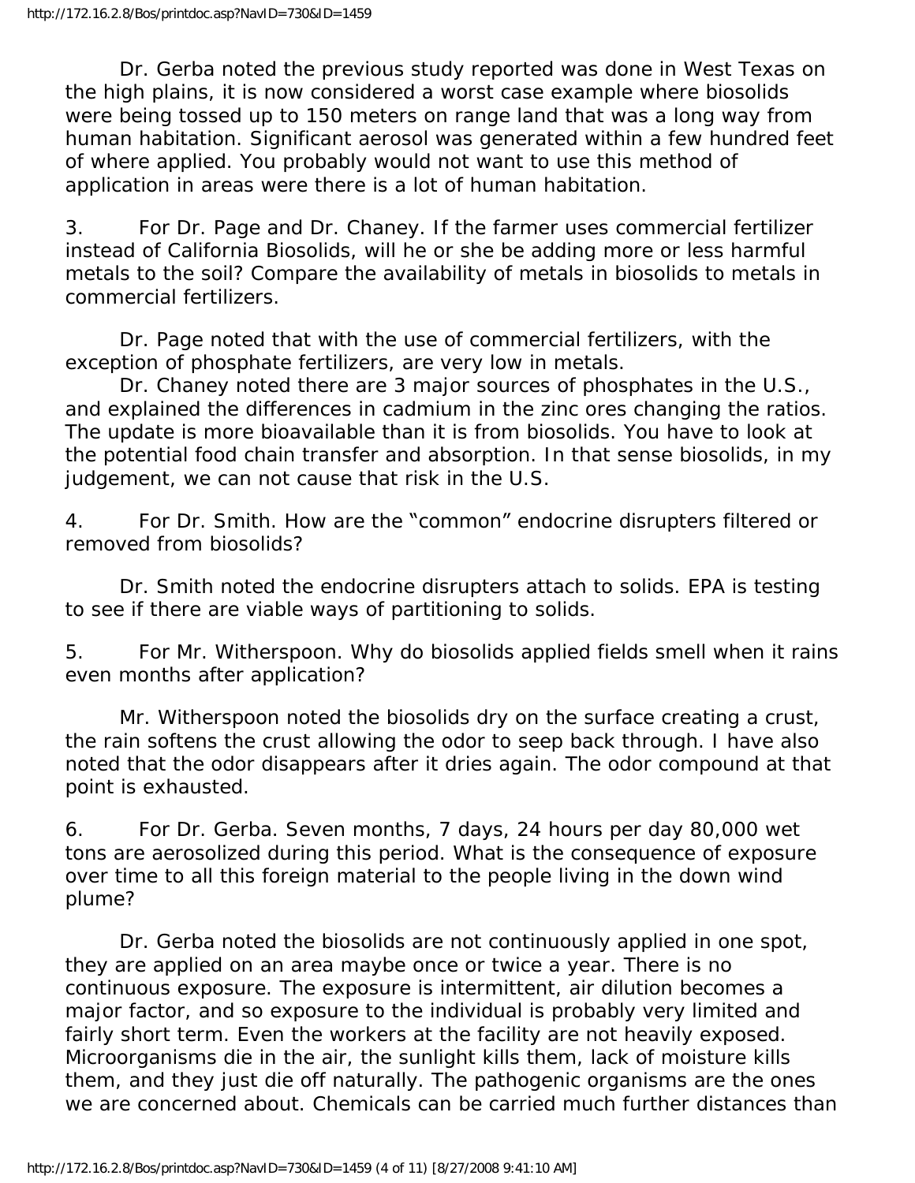Dr. Gerba noted the previous study reported was done in West Texas on the high plains, it is now considered a worst case example where biosolids were being tossed up to 150 meters on range land that was a long way from human habitation. Significant aerosol was generated within a few hundred feet of where applied. You probably would not want to use this method of application in areas were there is a lot of human habitation.

3. For Dr. Page and Dr. Chaney. If the farmer uses commercial fertilizer instead of California Biosolids, will he or she be adding more or less harmful metals to the soil? Compare the availability of metals in biosolids to metals in commercial fertilizers.

Dr. Page noted that with the use of commercial fertilizers, with the exception of phosphate fertilizers, are very low in metals.

Dr. Chaney noted there are 3 major sources of phosphates in the U.S., and explained the differences in cadmium in the zinc ores changing the ratios. The update is more bioavailable than it is from biosolids. You have to look at the potential food chain transfer and absorption. In that sense biosolids, in my judgement, we can not cause that risk in the U.S.

4. For Dr. Smith. How are the "common" endocrine disrupters filtered or removed from biosolids?

Dr. Smith noted the endocrine disrupters attach to solids. EPA is testing to see if there are viable ways of partitioning to solids.

5. For Mr. Witherspoon. Why do biosolids applied fields smell when it rains even months after application?

Mr. Witherspoon noted the biosolids dry on the surface creating a crust, the rain softens the crust allowing the odor to seep back through. I have also noted that the odor disappears after it dries again. The odor compound at that point is exhausted.

6. For Dr. Gerba. Seven months, 7 days, 24 hours per day 80,000 wet tons are aerosolized during this period. What is the consequence of exposure over time to all this foreign material to the people living in the down wind plume?

Dr. Gerba noted the biosolids are not continuously applied in one spot, they are applied on an area maybe once or twice a year. There is no continuous exposure. The exposure is intermittent, air dilution becomes a major factor, and so exposure to the individual is probably very limited and fairly short term. Even the workers at the facility are not heavily exposed. Microorganisms die in the air, the sunlight kills them, lack of moisture kills them, and they just die off naturally. The pathogenic organisms are the ones we are concerned about. Chemicals can be carried much further distances than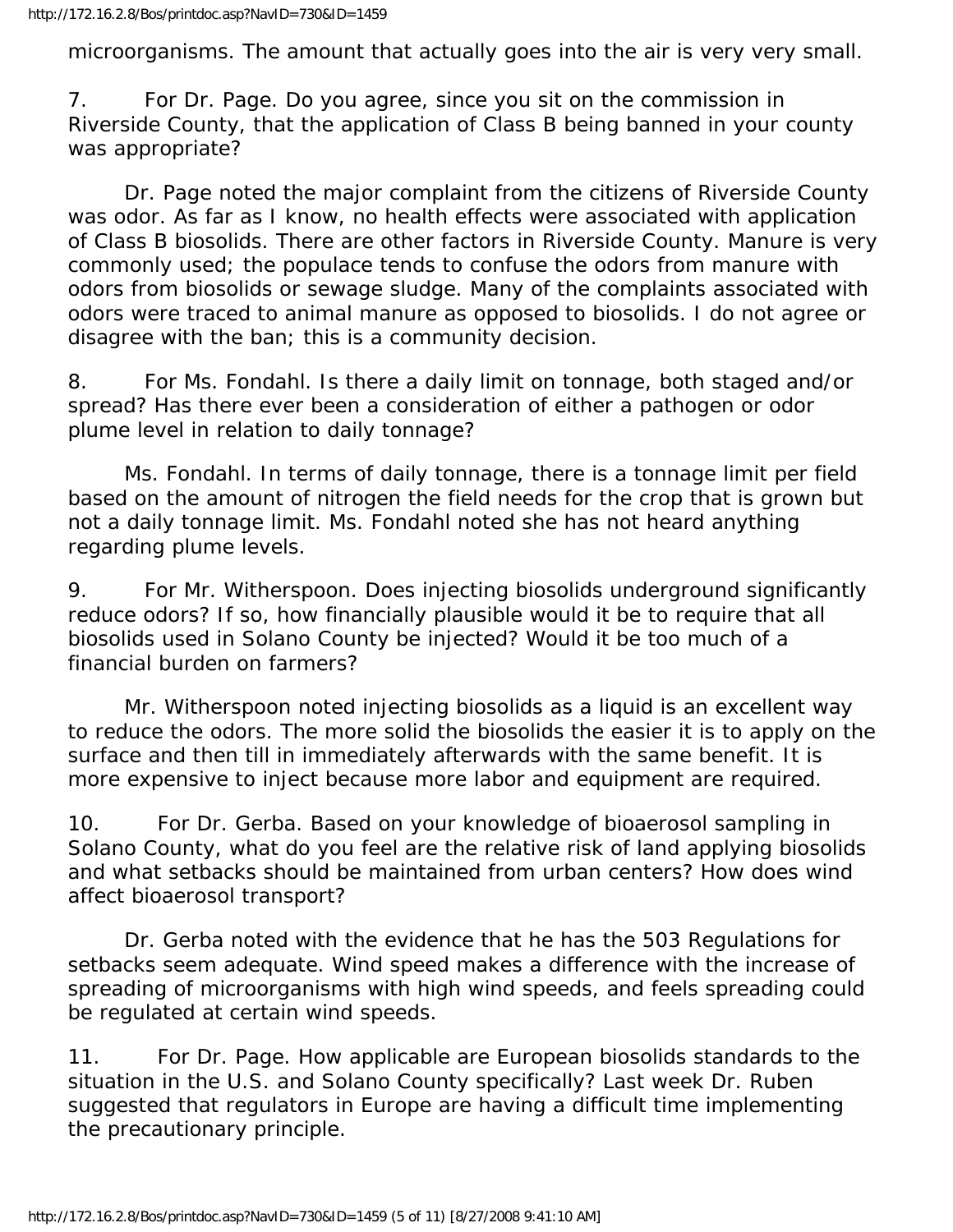microorganisms. The amount that actually goes into the air is very very small.

7. For Dr. Page. Do you agree, since you sit on the commission in Riverside County, that the application of Class B being banned in your county was appropriate?

Dr. Page noted the major complaint from the citizens of Riverside County was odor. As far as I know, no health effects were associated with application of Class B biosolids. There are other factors in Riverside County. Manure is very commonly used; the populace tends to confuse the odors from manure with odors from biosolids or sewage sludge. Many of the complaints associated with odors were traced to animal manure as opposed to biosolids. I do not agree or disagree with the ban; this is a community decision.

8. For Ms. Fondahl. Is there a daily limit on tonnage, both staged and/or spread? Has there ever been a consideration of either a pathogen or odor plume level in relation to daily tonnage?

Ms. Fondahl. In terms of daily tonnage, there is a tonnage limit per field based on the amount of nitrogen the field needs for the crop that is grown but not a daily tonnage limit. Ms. Fondahl noted she has not heard anything regarding plume levels.

9. For Mr. Witherspoon. Does injecting biosolids underground significantly reduce odors? If so, how financially plausible would it be to require that all biosolids used in Solano County be injected? Would it be too much of a financial burden on farmers?

Mr. Witherspoon noted injecting biosolids as a liquid is an excellent way to reduce the odors. The more solid the biosolids the easier it is to apply on the surface and then till in immediately afterwards with the same benefit. It is more expensive to inject because more labor and equipment are required.

10. For Dr. Gerba. Based on your knowledge of bioaerosol sampling in Solano County, what do you feel are the relative risk of land applying biosolids and what setbacks should be maintained from urban centers? How does wind affect bioaerosol transport?

Dr. Gerba noted with the evidence that he has the 503 Regulations for setbacks seem adequate. Wind speed makes a difference with the increase of spreading of microorganisms with high wind speeds, and feels spreading could be regulated at certain wind speeds.

11. For Dr. Page. How applicable are European biosolids standards to the situation in the U.S. and Solano County specifically? Last week Dr. Ruben suggested that regulators in Europe are having a difficult time implementing the precautionary principle.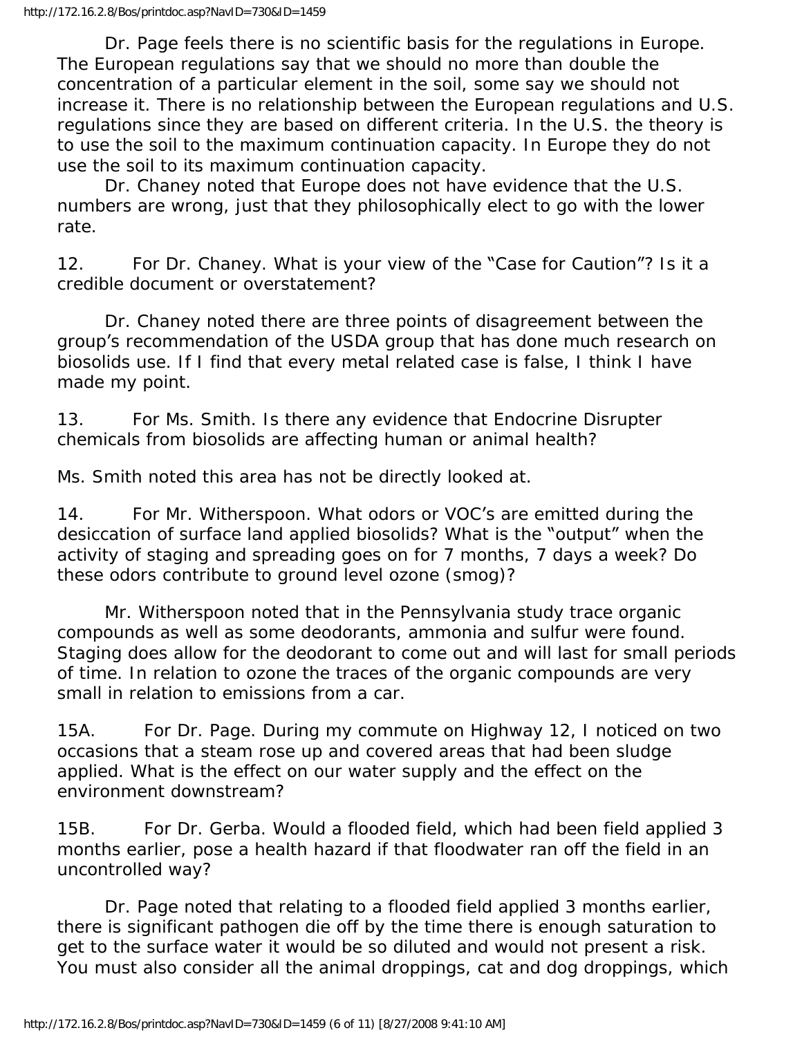Dr. Page feels there is no scientific basis for the regulations in Europe. The European regulations say that we should no more than double the concentration of a particular element in the soil, some say we should not increase it. There is no relationship between the European regulations and U.S. regulations since they are based on different criteria. In the U.S. the theory is to use the soil to the maximum continuation capacity. In Europe they do not use the soil to its maximum continuation capacity.

Dr. Chaney noted that Europe does not have evidence that the U.S. numbers are wrong, just that they philosophically elect to go with the lower rate.

12. For Dr. Chaney. What is your view of the "Case for Caution"? Is it a credible document or overstatement?

Dr. Chaney noted there are three points of disagreement between the group's recommendation of the USDA group that has done much research on biosolids use. If I find that every metal related case is false, I think I have made my point.

13. For Ms. Smith. Is there any evidence that Endocrine Disrupter chemicals from biosolids are affecting human or animal health?

Ms. Smith noted this area has not be directly looked at.

14. For Mr. Witherspoon. What odors or VOC's are emitted during the desiccation of surface land applied biosolids? What is the "output" when the activity of staging and spreading goes on for 7 months, 7 days a week? Do these odors contribute to ground level ozone (smog)?

Mr. Witherspoon noted that in the Pennsylvania study trace organic compounds as well as some deodorants, ammonia and sulfur were found. Staging does allow for the deodorant to come out and will last for small periods of time. In relation to ozone the traces of the organic compounds are very small in relation to emissions from a car.

15A. For Dr. Page. During my commute on Highway 12, I noticed on two occasions that a steam rose up and covered areas that had been sludge applied. What is the effect on our water supply and the effect on the environment downstream?

15B. For Dr. Gerba. Would a flooded field, which had been field applied 3 months earlier, pose a health hazard if that floodwater ran off the field in an uncontrolled way?

Dr. Page noted that relating to a flooded field applied 3 months earlier, there is significant pathogen die off by the time there is enough saturation to get to the surface water it would be so diluted and would not present a risk. You must also consider all the animal droppings, cat and dog droppings, which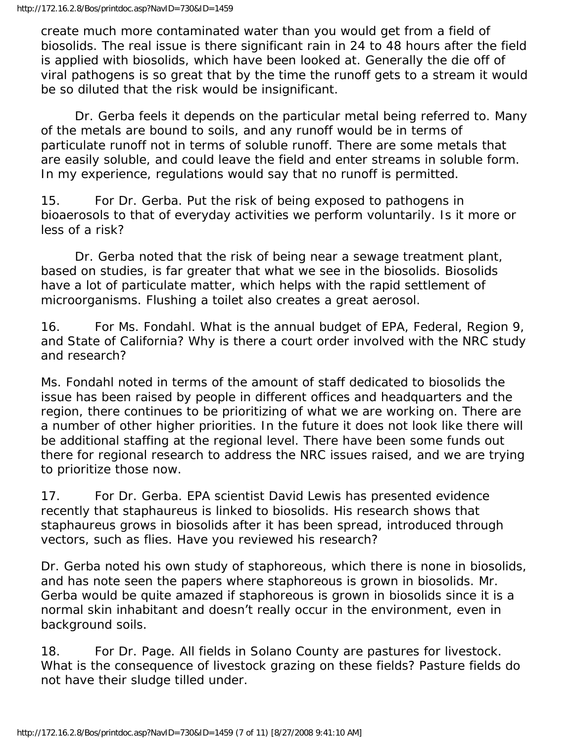create much more contaminated water than you would get from a field of biosolids. The real issue is there significant rain in 24 to 48 hours after the field is applied with biosolids, which have been looked at. Generally the die off of viral pathogens is so great that by the time the runoff gets to a stream it would be so diluted that the risk would be insignificant.

Dr. Gerba feels it depends on the particular metal being referred to. Many of the metals are bound to soils, and any runoff would be in terms of particulate runoff not in terms of soluble runoff. There are some metals that are easily soluble, and could leave the field and enter streams in soluble form. In my experience, regulations would say that no runoff is permitted.

15. For Dr. Gerba. Put the risk of being exposed to pathogens in bioaerosols to that of everyday activities we perform voluntarily. Is it more or less of a risk?

Dr. Gerba noted that the risk of being near a sewage treatment plant, based on studies, is far greater that what we see in the biosolids. Biosolids have a lot of particulate matter, which helps with the rapid settlement of microorganisms. Flushing a toilet also creates a great aerosol.

16. For Ms. Fondahl. What is the annual budget of EPA, Federal, Region 9, and State of California? Why is there a court order involved with the NRC study and research?

Ms. Fondahl noted in terms of the amount of staff dedicated to biosolids the issue has been raised by people in different offices and headquarters and the region, there continues to be prioritizing of what we are working on. There are a number of other higher priorities. In the future it does not look like there will be additional staffing at the regional level. There have been some funds out there for regional research to address the NRC issues raised, and we are trying to prioritize those now.

17. For Dr. Gerba. EPA scientist David Lewis has presented evidence recently that staphaureus is linked to biosolids. His research shows that staphaureus grows in biosolids after it has been spread, introduced through vectors, such as flies. Have you reviewed his research?

Dr. Gerba noted his own study of staphoreous, which there is none in biosolids, and has note seen the papers where staphoreous is grown in biosolids. Mr. Gerba would be quite amazed if staphoreous is grown in biosolids since it is a normal skin inhabitant and doesn't really occur in the environment, even in background soils.

18. For Dr. Page. All fields in Solano County are pastures for livestock. What is the consequence of livestock grazing on these fields? Pasture fields do not have their sludge tilled under.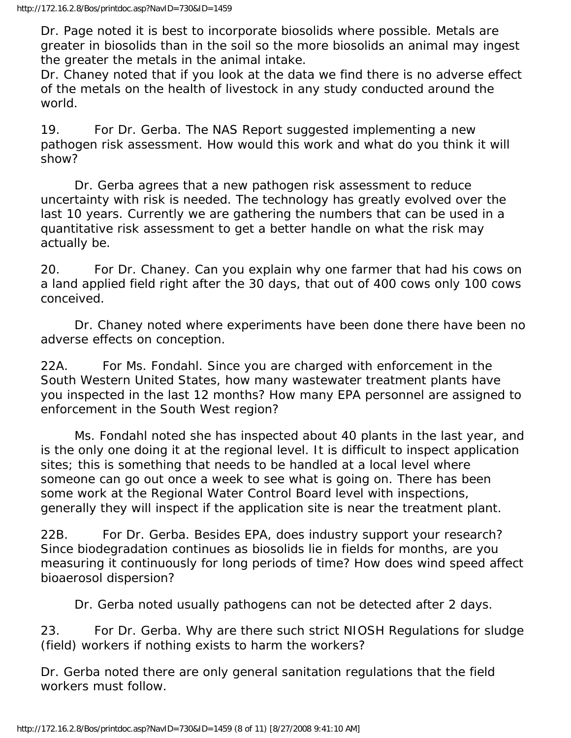Dr. Page noted it is best to incorporate biosolids where possible. Metals are greater in biosolids than in the soil so the more biosolids an animal may ingest the greater the metals in the animal intake.
Dr. Chaney noted that if you look at the data we find there is no adverse effect of the metals on the health of livestock in any study conducted around the world.

19. For Dr. Gerba. The NAS Report suggested implementing a new pathogen risk assessment. How would this work and what do you think it will show?

Dr. Gerba agrees that a new pathogen risk assessment to reduce uncertainty with risk is needed. The technology has greatly evolved over the last 10 years. Currently we are gathering the numbers that can be used in a quantitative risk assessment to get a better handle on what the risk may actually be.

20. For Dr. Chaney. Can you explain why one farmer that had his cows on a land applied field right after the 30 days, that out of 400 cows only 100 cows conceived.

Dr. Chaney noted where experiments have been done there have been no adverse effects on conception.

22A. For Ms. Fondahl. Since you are charged with enforcement in the South Western United States, how many wastewater treatment plants have you inspected in the last 12 months? How many EPA personnel are assigned to enforcement in the South West region?

Ms. Fondahl noted she has inspected about 40 plants in the last year, and is the only one doing it at the regional level. It is difficult to inspect application sites; this is something that needs to be handled at a local level where someone can go out once a week to see what is going on. There has been some work at the Regional Water Control Board level with inspections, generally they will inspect if the application site is near the treatment plant.

22B. For Dr. Gerba. Besides EPA, does industry support your research? Since biodegradation continues as biosolids lie in fields for months, are you measuring it continuously for long periods of time? How does wind speed affect bioaerosol dispersion?

Dr. Gerba noted usually pathogens can not be detected after 2 days.

23. For Dr. Gerba. Why are there such strict NIOSH Regulations for sludge (field) workers if nothing exists to harm the workers?

Dr. Gerba noted there are only general sanitation regulations that the field workers must follow.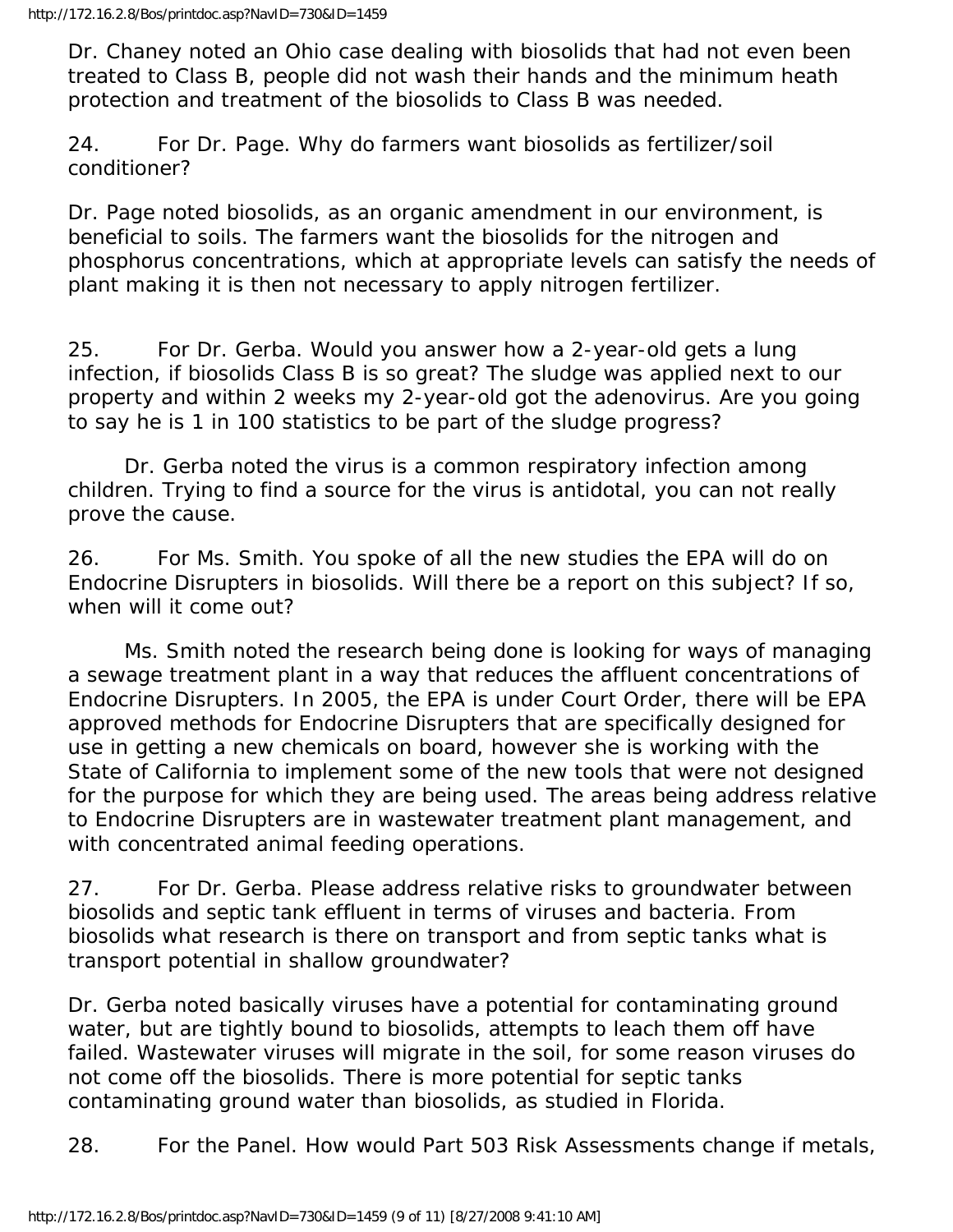Dr. Chaney noted an Ohio case dealing with biosolids that had not even been treated to Class B, people did not wash their hands and the minimum heath protection and treatment of the biosolids to Class B was needed.

24. For Dr. Page. Why do farmers want biosolids as fertilizer/soil conditioner?

Dr. Page noted biosolids, as an organic amendment in our environment, is beneficial to soils. The farmers want the biosolids for the nitrogen and phosphorus concentrations, which at appropriate levels can satisfy the needs of plant making it is then not necessary to apply nitrogen fertilizer.

25. For Dr. Gerba. Would you answer how a 2-year-old gets a lung infection, if biosolids Class B is so great? The sludge was applied next to our property and within 2 weeks my 2-year-old got the adenovirus. Are you going to say he is 1 in 100 statistics to be part of the sludge progress?

Dr. Gerba noted the virus is a common respiratory infection among children. Trying to find a source for the virus is antidotal, you can not really prove the cause.

26. For Ms. Smith. You spoke of all the new studies the EPA will do on Endocrine Disrupters in biosolids. Will there be a report on this subject? If so, when will it come out?

Ms. Smith noted the research being done is looking for ways of managing a sewage treatment plant in a way that reduces the affluent concentrations of Endocrine Disrupters. In 2005, the EPA is under Court Order, there will be EPA approved methods for Endocrine Disrupters that are specifically designed for use in getting a new chemicals on board, however she is working with the State of California to implement some of the new tools that were not designed for the purpose for which they are being used. The areas being address relative to Endocrine Disrupters are in wastewater treatment plant management, and with concentrated animal feeding operations.

27. For Dr. Gerba. Please address relative risks to groundwater between biosolids and septic tank effluent in terms of viruses and bacteria. From biosolids what research is there on transport and from septic tanks what is transport potential in shallow groundwater?

Dr. Gerba noted basically viruses have a potential for contaminating ground water, but are tightly bound to biosolids, attempts to leach them off have failed. Wastewater viruses will migrate in the soil, for some reason viruses do not come off the biosolids. There is more potential for septic tanks contaminating ground water than biosolids, as studied in Florida.

28. For the Panel. How would Part 503 Risk Assessments change if metals,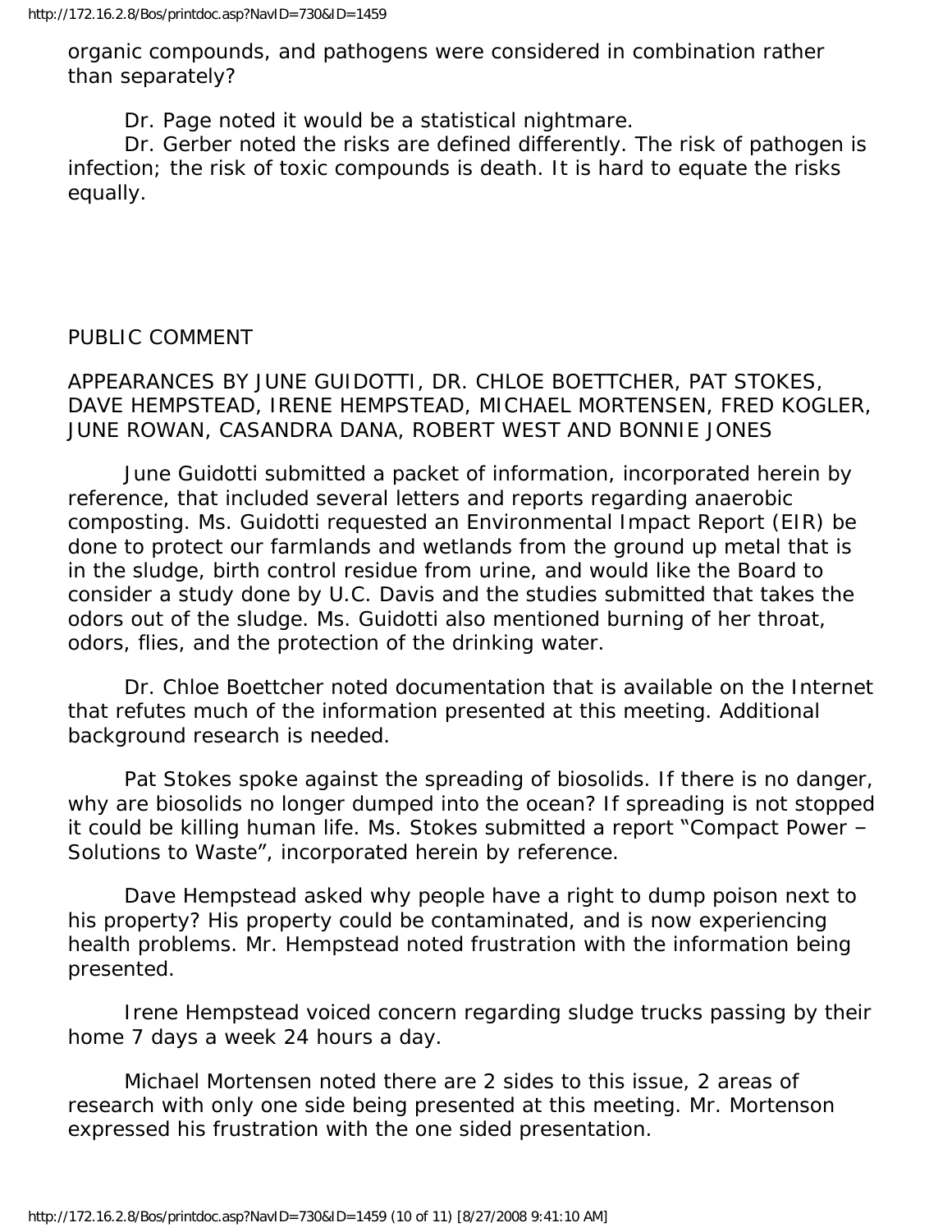organic compounds, and pathogens were considered in combination rather than separately?

Dr. Page noted it would be a statistical nightmare.

Dr. Gerber noted the risks are defined differently. The risk of pathogen is infection; the risk of toxic compounds is death. It is hard to equate the risks equally.

PUBLIC COMMENT

APPEARANCES BY JUNE GUIDOTTI, DR. CHLOE BOETTCHER, PAT STOKES, DAVE HEMPSTEAD, IRENE HEMPSTEAD, MICHAEL MORTENSEN, FRED KOGLER, JUNE ROWAN, CASANDRA DANA, ROBERT WEST AND BONNIE JONES

June Guidotti submitted a packet of information, incorporated herein by reference, that included several letters and reports regarding anaerobic composting. Ms. Guidotti requested an Environmental Impact Report (EIR) be done to protect our farmlands and wetlands from the ground up metal that is in the sludge, birth control residue from urine, and would like the Board to consider a study done by U.C. Davis and the studies submitted that takes the odors out of the sludge. Ms. Guidotti also mentioned burning of her throat, odors, flies, and the protection of the drinking water.

Dr. Chloe Boettcher noted documentation that is available on the Internet that refutes much of the information presented at this meeting. Additional background research is needed.

Pat Stokes spoke against the spreading of biosolids. If there is no danger, why are biosolids no longer dumped into the ocean? If spreading is not stopped it could be killing human life. Ms. Stokes submitted a report "Compact Power – Solutions to Waste", incorporated herein by reference.

Dave Hempstead asked why people have a right to dump poison next to his property? His property could be contaminated, and is now experiencing health problems. Mr. Hempstead noted frustration with the information being presented.

Irene Hempstead voiced concern regarding sludge trucks passing by their home 7 days a week 24 hours a day.

Michael Mortensen noted there are 2 sides to this issue, 2 areas of research with only one side being presented at this meeting. Mr. Mortenson expressed his frustration with the one sided presentation.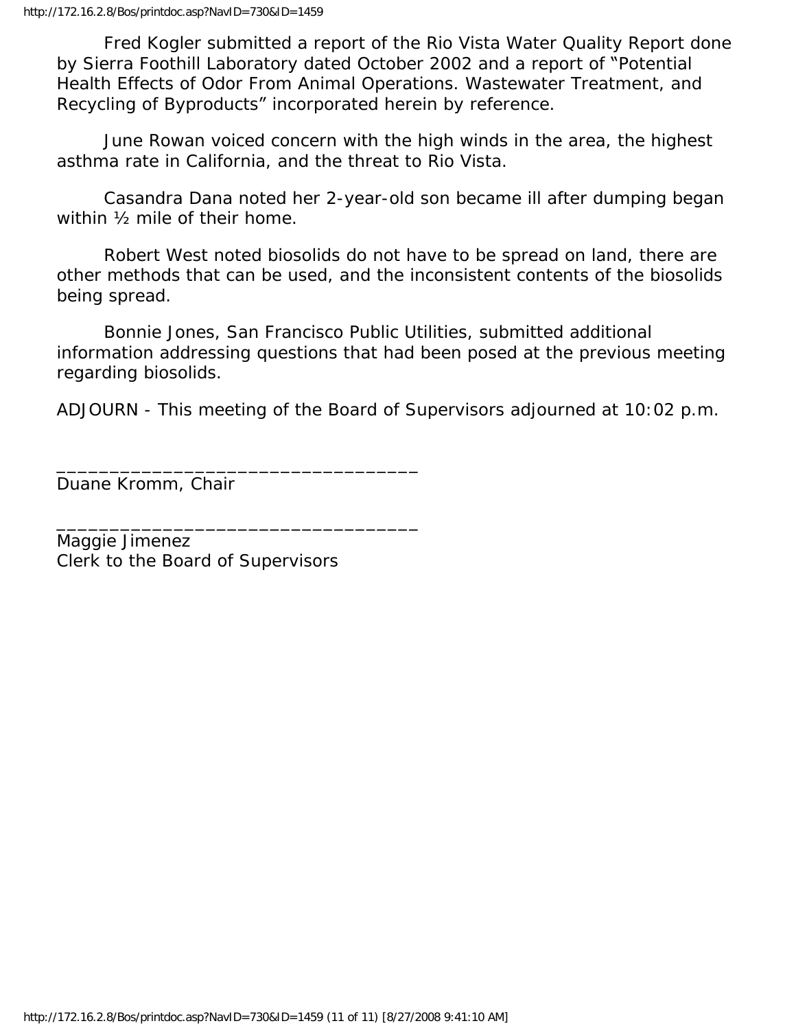Fred Kogler submitted a report of the Rio Vista Water Quality Report done by Sierra Foothill Laboratory dated October 2002 and a report of "Potential Health Effects of Odor From Animal Operations. Wastewater Treatment, and Recycling of Byproducts" incorporated herein by reference.

June Rowan voiced concern with the high winds in the area, the highest asthma rate in California, and the threat to Rio Vista.

Casandra Dana noted her 2-year-old son became ill after dumping began within ½ mile of their home.

Robert West noted biosolids do not have to be spread on land, there are other methods that can be used, and the inconsistent contents of the biosolids being spread.

Bonnie Jones, San Francisco Public Utilities, submitted additional information addressing questions that had been posed at the previous meeting regarding biosolids.

ADJOURN - This meeting of the Board of Supervisors adjourned at 10:02 p.m.

_________________________________
Duane Kromm, Chair

_________________________________
Maggie Jimenez
Clerk to the Board of Supervisors